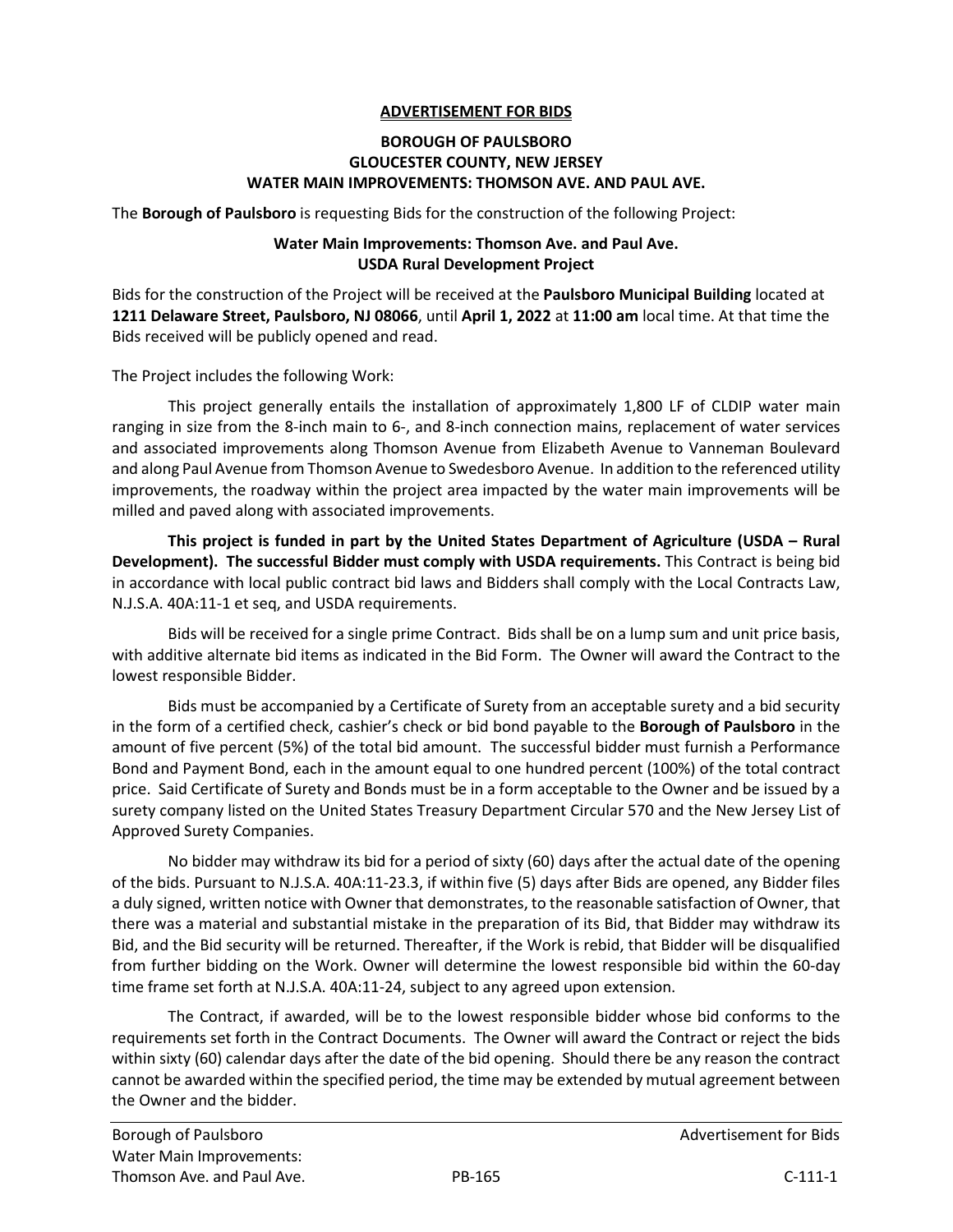# ADVERTISEMENT FOR BIDS

## BOROUGH OF PAULSBORO
## GLOUCESTER COUNTY, NEW JERSEY
## WATER MAIN IMPROVEMENTS: THOMSON AVE. AND PAUL AVE.

The **Borough of Paulsboro** is requesting Bids for the construction of the following Project:

**Water Main Improvements: Thomson Ave. and Paul Ave.**
**USDA Rural Development Project**

Bids for the construction of the Project will be received at the **Paulsboro Municipal Building** located at **1211 Delaware Street, Paulsboro, NJ 08066**, until **April 1, 2022** at **11:00 am** local time. At that time the Bids received will be publicly opened and read.

The Project includes the following Work:

This project generally entails the installation of approximately 1,800 LF of CLDIP water main ranging in size from the 8-inch main to 6-, and 8-inch connection mains, replacement of water services and associated improvements along Thomson Avenue from Elizabeth Avenue to Vanneman Boulevard and along Paul Avenue from Thomson Avenue to Swedesboro Avenue. In addition to the referenced utility improvements, the roadway within the project area impacted by the water main improvements will be milled and paved along with associated improvements.

**This project is funded in part by the United States Department of Agriculture (USDA – Rural Development). The successful Bidder must comply with USDA requirements.** This Contract is being bid in accordance with local public contract bid laws and Bidders shall comply with the Local Contracts Law, N.J.S.A. 40A:11-1 et seq, and USDA requirements.

Bids will be received for a single prime Contract. Bids shall be on a lump sum and unit price basis, with additive alternate bid items as indicated in the Bid Form. The Owner will award the Contract to the lowest responsible Bidder.

Bids must be accompanied by a Certificate of Surety from an acceptable surety and a bid security in the form of a certified check, cashier's check or bid bond payable to the **Borough of Paulsboro** in the amount of five percent (5%) of the total bid amount. The successful bidder must furnish a Performance Bond and Payment Bond, each in the amount equal to one hundred percent (100%) of the total contract price. Said Certificate of Surety and Bonds must be in a form acceptable to the Owner and be issued by a surety company listed on the United States Treasury Department Circular 570 and the New Jersey List of Approved Surety Companies.

No bidder may withdraw its bid for a period of sixty (60) days after the actual date of the opening of the bids. Pursuant to N.J.S.A. 40A:11-23.3, if within five (5) days after Bids are opened, any Bidder files a duly signed, written notice with Owner that demonstrates, to the reasonable satisfaction of Owner, that there was a material and substantial mistake in the preparation of its Bid, that Bidder may withdraw its Bid, and the Bid security will be returned. Thereafter, if the Work is rebid, that Bidder will be disqualified from further bidding on the Work. Owner will determine the lowest responsible bid within the 60-day time frame set forth at N.J.S.A. 40A:11-24, subject to any agreed upon extension.

The Contract, if awarded, will be to the lowest responsible bidder whose bid conforms to the requirements set forth in the Contract Documents. The Owner will award the Contract or reject the bids within sixty (60) calendar days after the date of the bid opening. Should there be any reason the contract cannot be awarded within the specified period, the time may be extended by mutual agreement between the Owner and the bidder.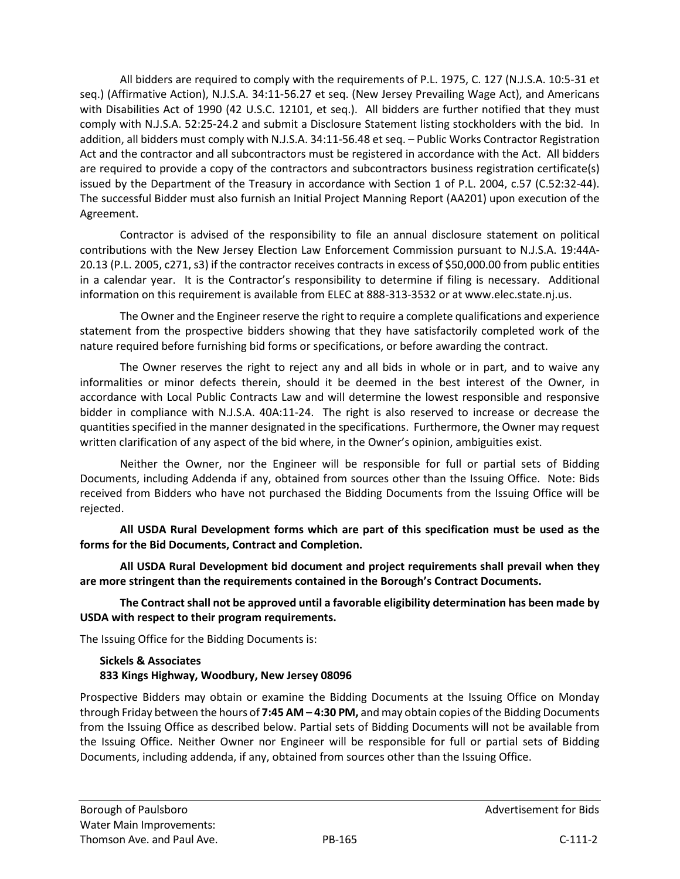All bidders are required to comply with the requirements of P.L. 1975, C. 127 (N.J.S.A. 10:5-31 et seq.) (Affirmative Action), N.J.S.A. 34:11-56.27 et seq. (New Jersey Prevailing Wage Act), and Americans with Disabilities Act of 1990 (42 U.S.C. 12101, et seq.). All bidders are further notified that they must comply with N.J.S.A. 52:25-24.2 and submit a Disclosure Statement listing stockholders with the bid. In addition, all bidders must comply with N.J.S.A. 34:11-56.48 et seq. – Public Works Contractor Registration Act and the contractor and all subcontractors must be registered in accordance with the Act. All bidders are required to provide a copy of the contractors and subcontractors business registration certificate(s) issued by the Department of the Treasury in accordance with Section 1 of P.L. 2004, c.57 (C.52:32-44). The successful Bidder must also furnish an Initial Project Manning Report (AA201) upon execution of the Agreement.

Contractor is advised of the responsibility to file an annual disclosure statement on political contributions with the New Jersey Election Law Enforcement Commission pursuant to N.J.S.A. 19:44A-20.13 (P.L. 2005, c271, s3) if the contractor receives contracts in excess of $50,000.00 from public entities in a calendar year. It is the Contractor's responsibility to determine if filing is necessary. Additional information on this requirement is available from ELEC at 888-313-3532 or at www.elec.state.nj.us.

The Owner and the Engineer reserve the right to require a complete qualifications and experience statement from the prospective bidders showing that they have satisfactorily completed work of the nature required before furnishing bid forms or specifications, or before awarding the contract.

The Owner reserves the right to reject any and all bids in whole or in part, and to waive any informalities or minor defects therein, should it be deemed in the best interest of the Owner, in accordance with Local Public Contracts Law and will determine the lowest responsible and responsive bidder in compliance with N.J.S.A. 40A:11-24. The right is also reserved to increase or decrease the quantities specified in the manner designated in the specifications. Furthermore, the Owner may request written clarification of any aspect of the bid where, in the Owner's opinion, ambiguities exist.

Neither the Owner, nor the Engineer will be responsible for full or partial sets of Bidding Documents, including Addenda if any, obtained from sources other than the Issuing Office. Note: Bids received from Bidders who have not purchased the Bidding Documents from the Issuing Office will be rejected.

**All USDA Rural Development forms which are part of this specification must be used as the forms for the Bid Documents, Contract and Completion.**

**All USDA Rural Development bid document and project requirements shall prevail when they are more stringent than the requirements contained in the Borough's Contract Documents.**

**The Contract shall not be approved until a favorable eligibility determination has been made by USDA with respect to their program requirements.**

The Issuing Office for the Bidding Documents is:

**Sickels & Associates**
**833 Kings Highway, Woodbury, New Jersey 08096**

Prospective Bidders may obtain or examine the Bidding Documents at the Issuing Office on Monday through Friday between the hours of **7:45 AM – 4:30 PM,** and may obtain copies of the Bidding Documents from the Issuing Office as described below. Partial sets of Bidding Documents will not be available from the Issuing Office. Neither Owner nor Engineer will be responsible for full or partial sets of Bidding Documents, including addenda, if any, obtained from sources other than the Issuing Office.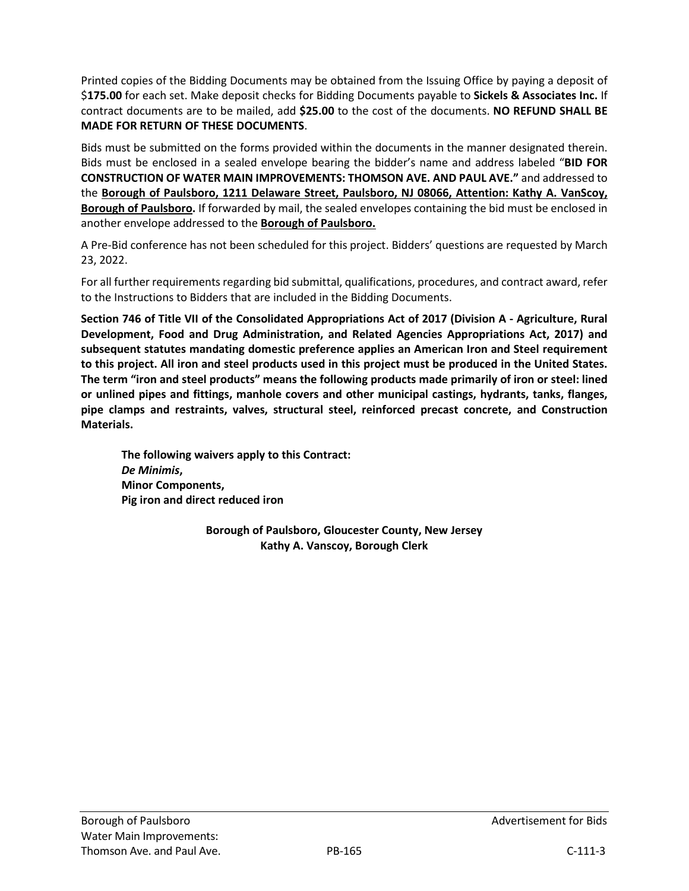Printed copies of the Bidding Documents may be obtained from the Issuing Office by paying a deposit of $**175.00** for each set. Make deposit checks for Bidding Documents payable to **Sickels & Associates Inc.** If contract documents are to be mailed, add **$25.00** to the cost of the documents. **NO REFUND SHALL BE MADE FOR RETURN OF THESE DOCUMENTS**.

Bids must be submitted on the forms provided within the documents in the manner designated therein. Bids must be enclosed in a sealed envelope bearing the bidder's name and address labeled "**BID FOR CONSTRUCTION OF WATER MAIN IMPROVEMENTS: THOMSON AVE. AND PAUL AVE.**" and addressed to the **Borough of Paulsboro, 1211 Delaware Street, Paulsboro, NJ 08066, Attention: Kathy A. VanScoy, Borough of Paulsboro.** If forwarded by mail, the sealed envelopes containing the bid must be enclosed in another envelope addressed to the **Borough of Paulsboro.**

A Pre-Bid conference has not been scheduled for this project. Bidders' questions are requested by March 23, 2022.

For all further requirements regarding bid submittal, qualifications, procedures, and contract award, refer to the Instructions to Bidders that are included in the Bidding Documents.

**Section 746 of Title VII of the Consolidated Appropriations Act of 2017 (Division A - Agriculture, Rural Development, Food and Drug Administration, and Related Agencies Appropriations Act, 2017) and subsequent statutes mandating domestic preference applies an American Iron and Steel requirement to this project. All iron and steel products used in this project must be produced in the United States. The term "iron and steel products" means the following products made primarily of iron or steel: lined or unlined pipes and fittings, manhole covers and other municipal castings, hydrants, tanks, flanges, pipe clamps and restraints, valves, structural steel, reinforced precast concrete, and Construction Materials.**

**The following waivers apply to this Contract:**
***De Minimis*,**
**Minor Components,**
**Pig iron and direct reduced iron**

**Borough of Paulsboro, Gloucester County, New Jersey**
**Kathy A. Vanscoy, Borough Clerk**